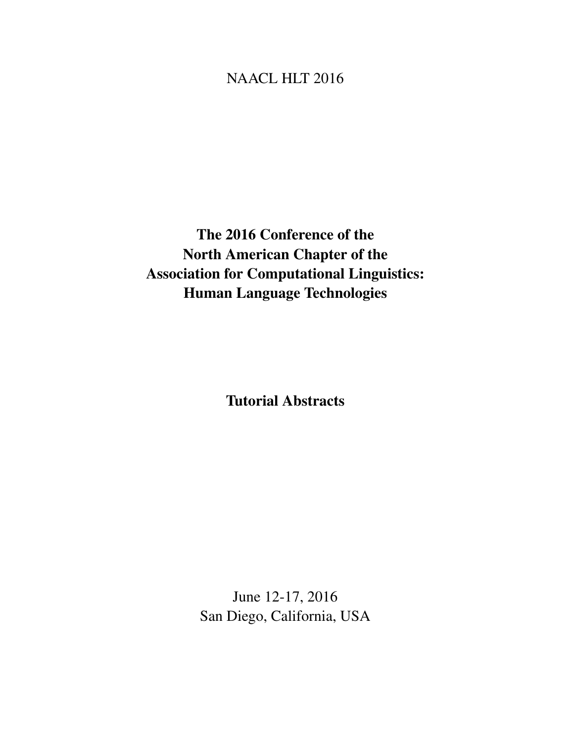NAACL HLT 2016

# The 2016 Conference of the North American Chapter of the Association for Computational Linguistics: Human Language Technologies

## Tutorial Abstracts

June 12-17, 2016
San Diego, California, USA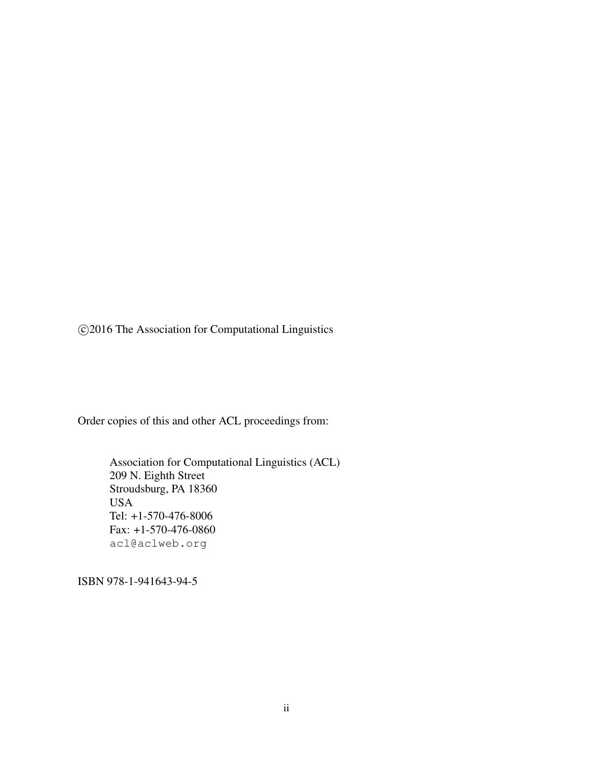©2016 The Association for Computational Linguistics

Order copies of this and other ACL proceedings from:

Association for Computational Linguistics (ACL)
209 N. Eighth Street
Stroudsburg, PA 18360
USA
Tel: +1-570-476-8006
Fax: +1-570-476-0860
acl@aclweb.org

ISBN 978-1-941643-94-5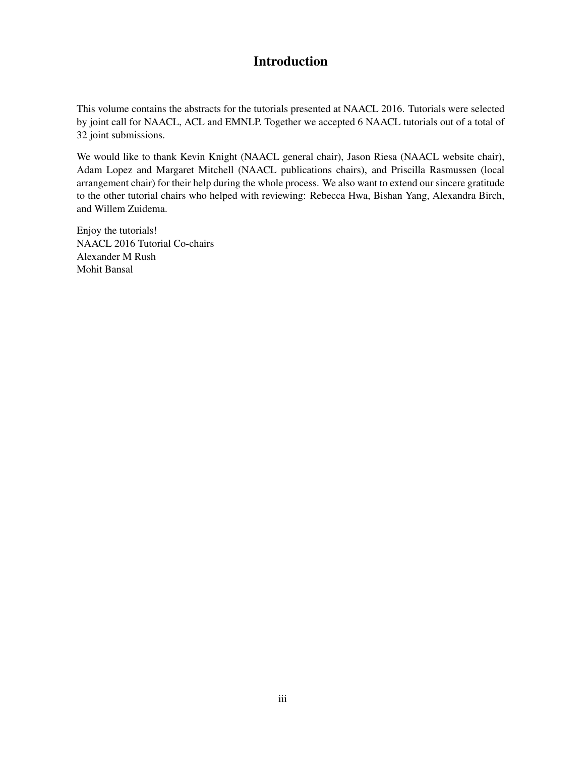# Introduction

This volume contains the abstracts for the tutorials presented at NAACL 2016. Tutorials were selected by joint call for NAACL, ACL and EMNLP. Together we accepted 6 NAACL tutorials out of a total of 32 joint submissions.

We would like to thank Kevin Knight (NAACL general chair), Jason Riesa (NAACL website chair), Adam Lopez and Margaret Mitchell (NAACL publications chairs), and Priscilla Rasmussen (local arrangement chair) for their help during the whole process. We also want to extend our sincere gratitude to the other tutorial chairs who helped with reviewing: Rebecca Hwa, Bishan Yang, Alexandra Birch, and Willem Zuidema.

Enjoy the tutorials!  
NAACL 2016 Tutorial Co-chairs  
Alexander M Rush  
Mohit Bansal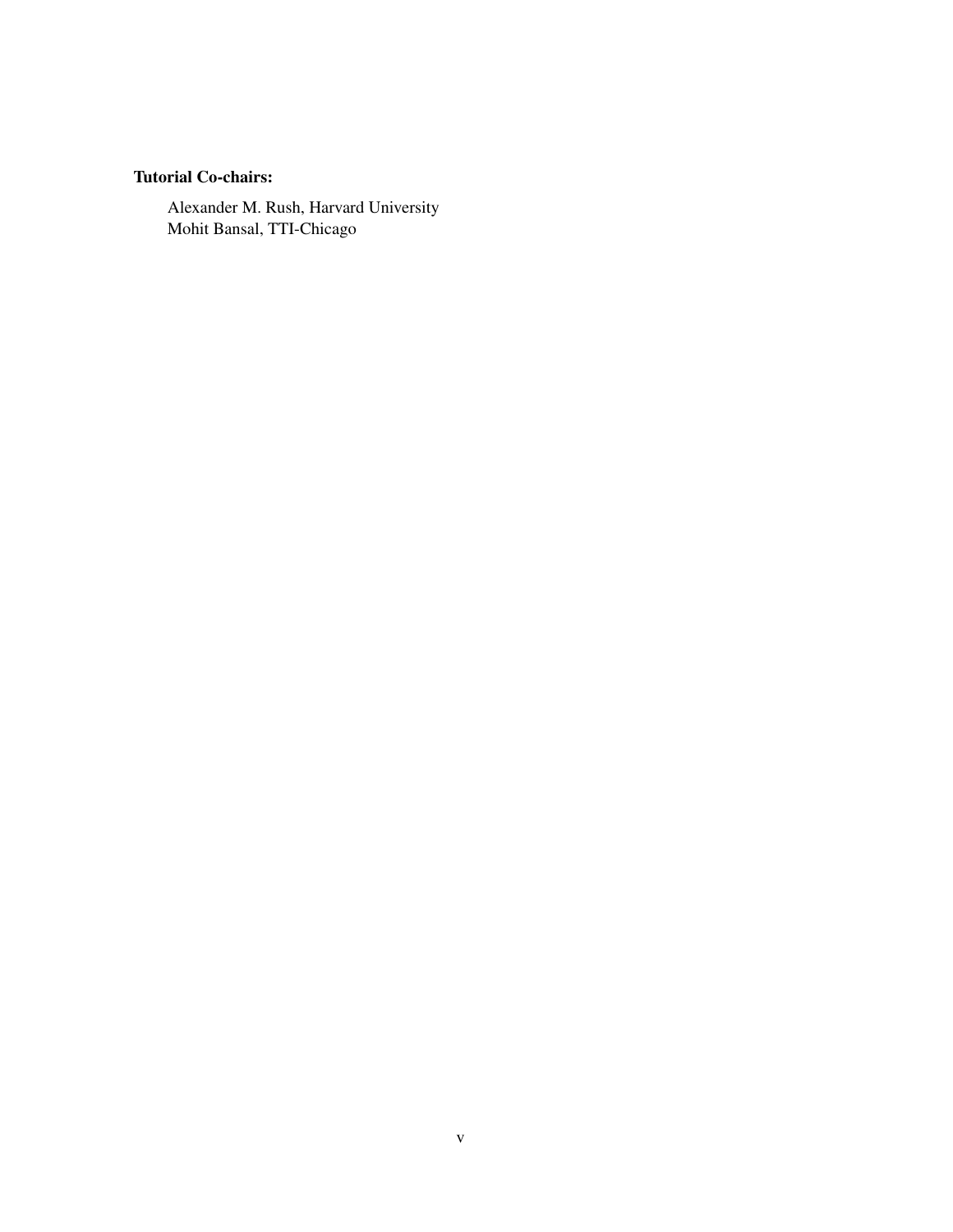**Tutorial Co-chairs:**

Alexander M. Rush, Harvard University
Mohit Bansal, TTI-Chicago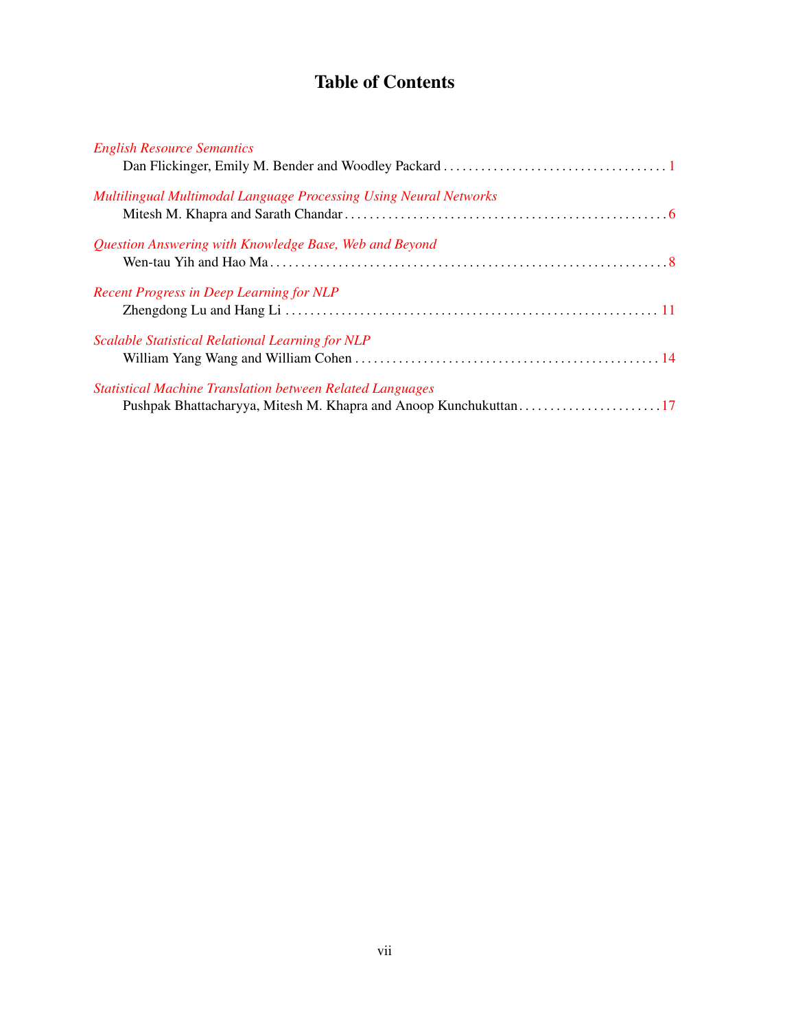# Table of Contents

*English Resource Semantics*
Dan Flickinger, Emily M. Bender and Woodley Packard . . . . . . . . . . . . . . . . . . . . . . . . . . . . . . . . . . . . 1

*Multilingual Multimodal Language Processing Using Neural Networks*
Mitesh M. Khapra and Sarath Chandar . . . . . . . . . . . . . . . . . . . . . . . . . . . . . . . . . . . . . . . . . . . . . . . . . . . 6

*Question Answering with Knowledge Base, Web and Beyond*
Wen-tau Yih and Hao Ma . . . . . . . . . . . . . . . . . . . . . . . . . . . . . . . . . . . . . . . . . . . . . . . . . . . . . . . . . . . . . . . . 8

*Recent Progress in Deep Learning for NLP*
Zhengdong Lu and Hang Li . . . . . . . . . . . . . . . . . . . . . . . . . . . . . . . . . . . . . . . . . . . . . . . . . . . . . . . . . . . . . 11

*Scalable Statistical Relational Learning for NLP*
William Yang Wang and William Cohen . . . . . . . . . . . . . . . . . . . . . . . . . . . . . . . . . . . . . . . . . . . . . . . . . 14

*Statistical Machine Translation between Related Languages*
Pushpak Bhattacharyya, Mitesh M. Khapra and Anoop Kunchukuttan . . . . . . . . . . . . . . . . . . . . . . . 17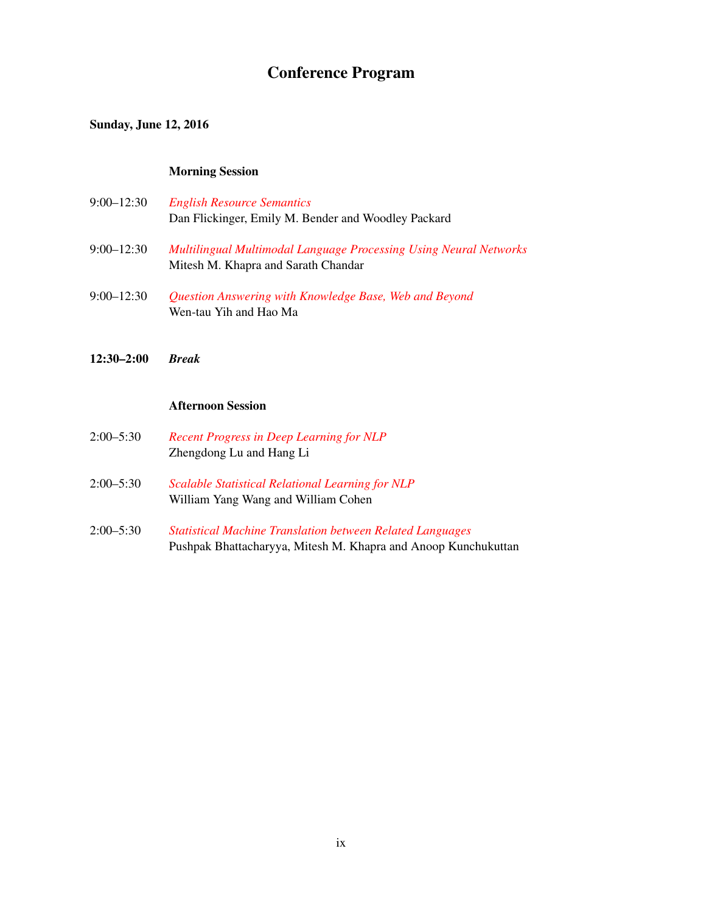# Conference Program

**Sunday, June 12, 2016**

**Morning Session**

9:00–12:30 *English Resource Semantics*
Dan Flickinger, Emily M. Bender and Woodley Packard

9:00–12:30 *Multilingual Multimodal Language Processing Using Neural Networks*
Mitesh M. Khapra and Sarath Chandar

9:00–12:30 *Question Answering with Knowledge Base, Web and Beyond*
Wen-tau Yih and Hao Ma

**12:30–2:00** ***Break***

**Afternoon Session**

2:00–5:30 *Recent Progress in Deep Learning for NLP*
Zhengdong Lu and Hang Li

2:00–5:30 *Scalable Statistical Relational Learning for NLP*
William Yang Wang and William Cohen

2:00–5:30 *Statistical Machine Translation between Related Languages*
Pushpak Bhattacharyya, Mitesh M. Khapra and Anoop Kunchukuttan